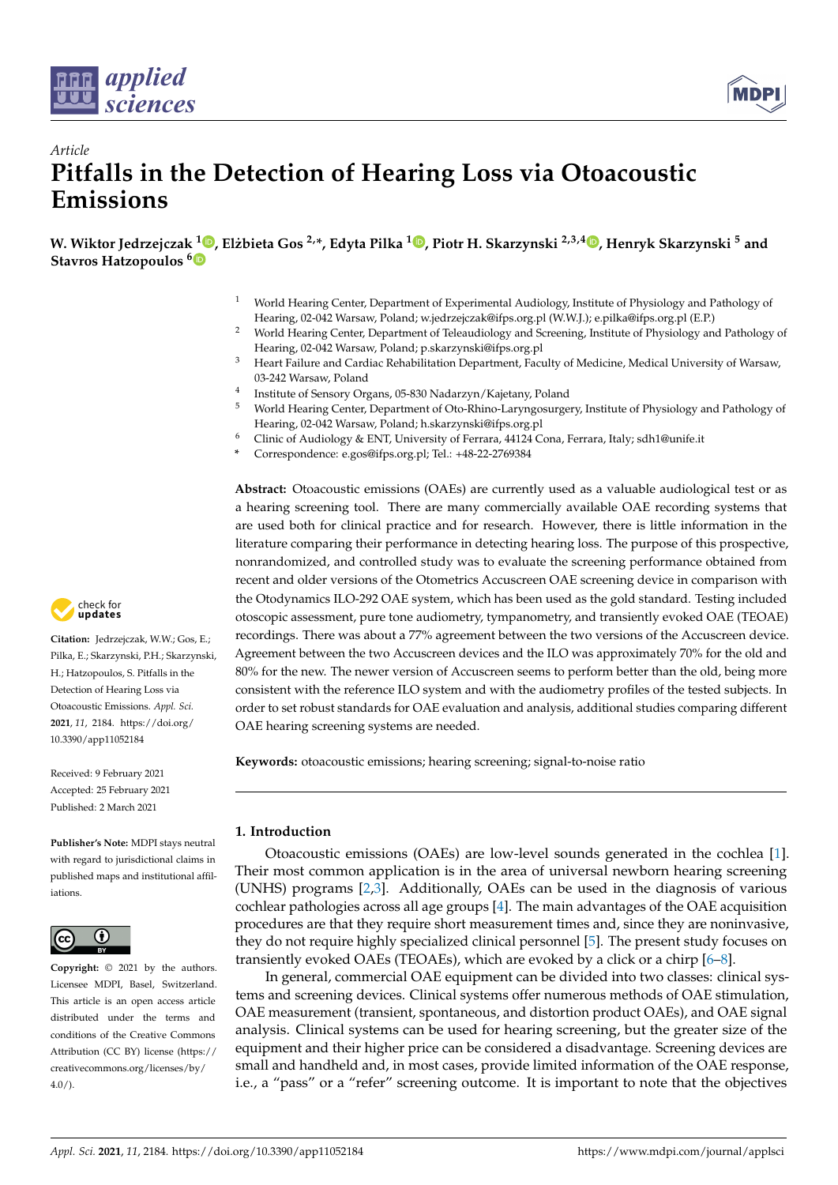*Article*

# Pitfalls in the Detection of Hearing Loss via Otoacoustic Emissions

**W. Wiktor Jedrzejczak [1], Elżbieta Gos [2,*], Edyta Pilka [1], Piotr H. Skarzynski [2,3,4], Henryk Skarzynski [5] and Stavros Hatzopoulos [6]**

[1] World Hearing Center, Department of Experimental Audiology, Institute of Physiology and Pathology of Hearing, 02-042 Warsaw, Poland; w.jedrzejczak@ifps.org.pl (W.W.J.); e.pilka@ifps.org.pl (E.P.)
[2] World Hearing Center, Department of Teleaudiology and Screening, Institute of Physiology and Pathology of Hearing, 02-042 Warsaw, Poland; p.skarzynski@ifps.org.pl
[3] Heart Failure and Cardiac Rehabilitation Department, Faculty of Medicine, Medical University of Warsaw, 03-242 Warsaw, Poland
[4] Institute of Sensory Organs, 05-830 Nadarzyn/Kajetany, Poland
[5] World Hearing Center, Department of Oto-Rhino-Laryngosurgery, Institute of Physiology and Pathology of Hearing, 02-042 Warsaw, Poland; h.skarzynski@ifps.org.pl
[6] Clinic of Audiology & ENT, University of Ferrara, 44124 Cona, Ferrara, Italy; sdh1@unife.it
* Correspondence: e.gos@ifps.org.pl; Tel.: +48-22-2769384

**Abstract:** Otoacoustic emissions (OAEs) are currently used as a valuable audiological test or as a hearing screening tool. There are many commercially available OAE recording systems that are used both for clinical practice and for research. However, there is little information in the literature comparing their performance in detecting hearing loss. The purpose of this prospective, nonrandomized, and controlled study was to evaluate the screening performance obtained from recent and older versions of the Otometrics Accuscreen OAE screening device in comparison with the Otodynamics ILO-292 OAE system, which has been used as the gold standard. Testing included otoscopic assessment, pure tone audiometry, tympanometry, and transiently evoked OAE (TEOAE) recordings. There was about a 77% agreement between the two versions of the Accuscreen device. Agreement between the two Accuscreen devices and the ILO was approximately 70% for the old and 80% for the new. The newer version of Accuscreen seems to perform better than the old, being more consistent with the reference ILO system and with the audiometry profiles of the tested subjects. In order to set robust standards for OAE evaluation and analysis, additional studies comparing different OAE hearing screening systems are needed.

**Keywords:** otoacoustic emissions; hearing screening; signal-to-noise ratio

**Citation:** Jedrzejczak, W.W.; Gos, E.; Pilka, E.; Skarzynski, P.H.; Skarzynski, H.; Hatzopoulos, S. Pitfalls in the Detection of Hearing Loss via Otoacoustic Emissions. *Appl. Sci.* **2021**, *11*, 2184. https://doi.org/10.3390/app11052184

Received: 9 February 2021
Accepted: 25 February 2021
Published: 2 March 2021

**Publisher's Note:** MDPI stays neutral with regard to jurisdictional claims in published maps and institutional affiliations.

**Copyright:** © 2021 by the authors. Licensee MDPI, Basel, Switzerland. This article is an open access article distributed under the terms and conditions of the Creative Commons Attribution (CC BY) license (https://creativecommons.org/licenses/by/4.0/).

## 1. Introduction

Otoacoustic emissions (OAEs) are low-level sounds generated in the cochlea [1]. Their most common application is in the area of universal newborn hearing screening (UNHS) programs [2,3]. Additionally, OAEs can be used in the diagnosis of various cochlear pathologies across all age groups [4]. The main advantages of the OAE acquisition procedures are that they require short measurement times and, since they are noninvasive, they do not require highly specialized clinical personnel [5]. The present study focuses on transiently evoked OAEs (TEOAEs), which are evoked by a click or a chirp [6–8].

In general, commercial OAE equipment can be divided into two classes: clinical systems and screening devices. Clinical systems offer numerous methods of OAE stimulation, OAE measurement (transient, spontaneous, and distortion product OAEs), and OAE signal analysis. Clinical systems can be used for hearing screening, but the greater size of the equipment and their higher price can be considered a disadvantage. Screening devices are small and handheld and, in most cases, provide limited information of the OAE response, i.e., a "pass" or a "refer" screening outcome. It is important to note that the objectives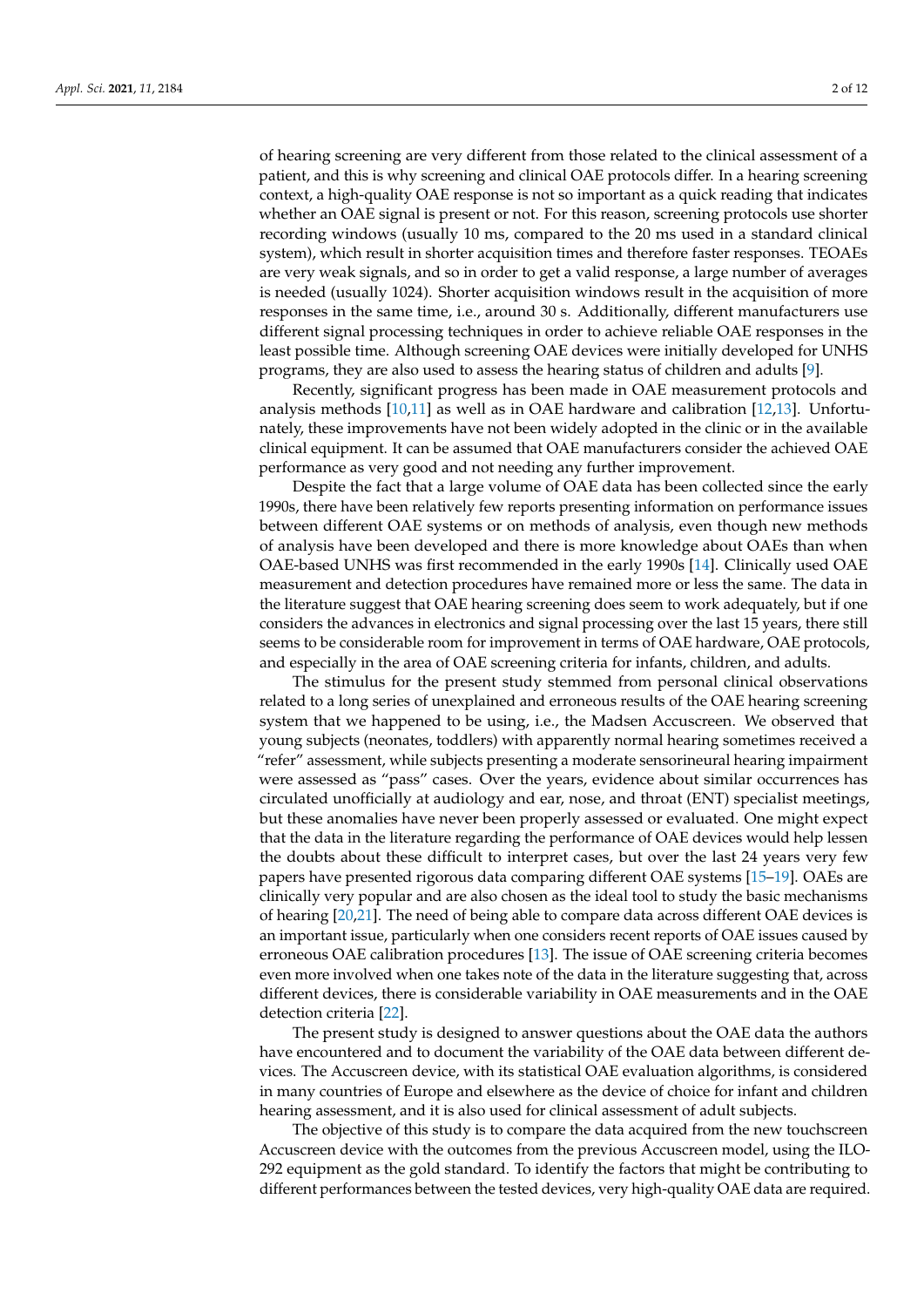of hearing screening are very different from those related to the clinical assessment of a patient, and this is why screening and clinical OAE protocols differ. In a hearing screening context, a high-quality OAE response is not so important as a quick reading that indicates whether an OAE signal is present or not. For this reason, screening protocols use shorter recording windows (usually 10 ms, compared to the 20 ms used in a standard clinical system), which result in shorter acquisition times and therefore faster responses. TEOAEs are very weak signals, and so in order to get a valid response, a large number of averages is needed (usually 1024). Shorter acquisition windows result in the acquisition of more responses in the same time, i.e., around 30 s. Additionally, different manufacturers use different signal processing techniques in order to achieve reliable OAE responses in the least possible time. Although screening OAE devices were initially developed for UNHS programs, they are also used to assess the hearing status of children and adults [9].

Recently, significant progress has been made in OAE measurement protocols and analysis methods [10,11] as well as in OAE hardware and calibration [12,13]. Unfortunately, these improvements have not been widely adopted in the clinic or in the available clinical equipment. It can be assumed that OAE manufacturers consider the achieved OAE performance as very good and not needing any further improvement.

Despite the fact that a large volume of OAE data has been collected since the early 1990s, there have been relatively few reports presenting information on performance issues between different OAE systems or on methods of analysis, even though new methods of analysis have been developed and there is more knowledge about OAEs than when OAE-based UNHS was first recommended in the early 1990s [14]. Clinically used OAE measurement and detection procedures have remained more or less the same. The data in the literature suggest that OAE hearing screening does seem to work adequately, but if one considers the advances in electronics and signal processing over the last 15 years, there still seems to be considerable room for improvement in terms of OAE hardware, OAE protocols, and especially in the area of OAE screening criteria for infants, children, and adults.

The stimulus for the present study stemmed from personal clinical observations related to a long series of unexplained and erroneous results of the OAE hearing screening system that we happened to be using, i.e., the Madsen Accuscreen. We observed that young subjects (neonates, toddlers) with apparently normal hearing sometimes received a "refer" assessment, while subjects presenting a moderate sensorineural hearing impairment were assessed as "pass" cases. Over the years, evidence about similar occurrences has circulated unofficially at audiology and ear, nose, and throat (ENT) specialist meetings, but these anomalies have never been properly assessed or evaluated. One might expect that the data in the literature regarding the performance of OAE devices would help lessen the doubts about these difficult to interpret cases, but over the last 24 years very few papers have presented rigorous data comparing different OAE systems [15–19]. OAEs are clinically very popular and are also chosen as the ideal tool to study the basic mechanisms of hearing [20,21]. The need of being able to compare data across different OAE devices is an important issue, particularly when one considers recent reports of OAE issues caused by erroneous OAE calibration procedures [13]. The issue of OAE screening criteria becomes even more involved when one takes note of the data in the literature suggesting that, across different devices, there is considerable variability in OAE measurements and in the OAE detection criteria [22].

The present study is designed to answer questions about the OAE data the authors have encountered and to document the variability of the OAE data between different devices. The Accuscreen device, with its statistical OAE evaluation algorithms, is considered in many countries of Europe and elsewhere as the device of choice for infant and children hearing assessment, and it is also used for clinical assessment of adult subjects.

The objective of this study is to compare the data acquired from the new touchscreen Accuscreen device with the outcomes from the previous Accuscreen model, using the ILO-292 equipment as the gold standard. To identify the factors that might be contributing to different performances between the tested devices, very high-quality OAE data are required.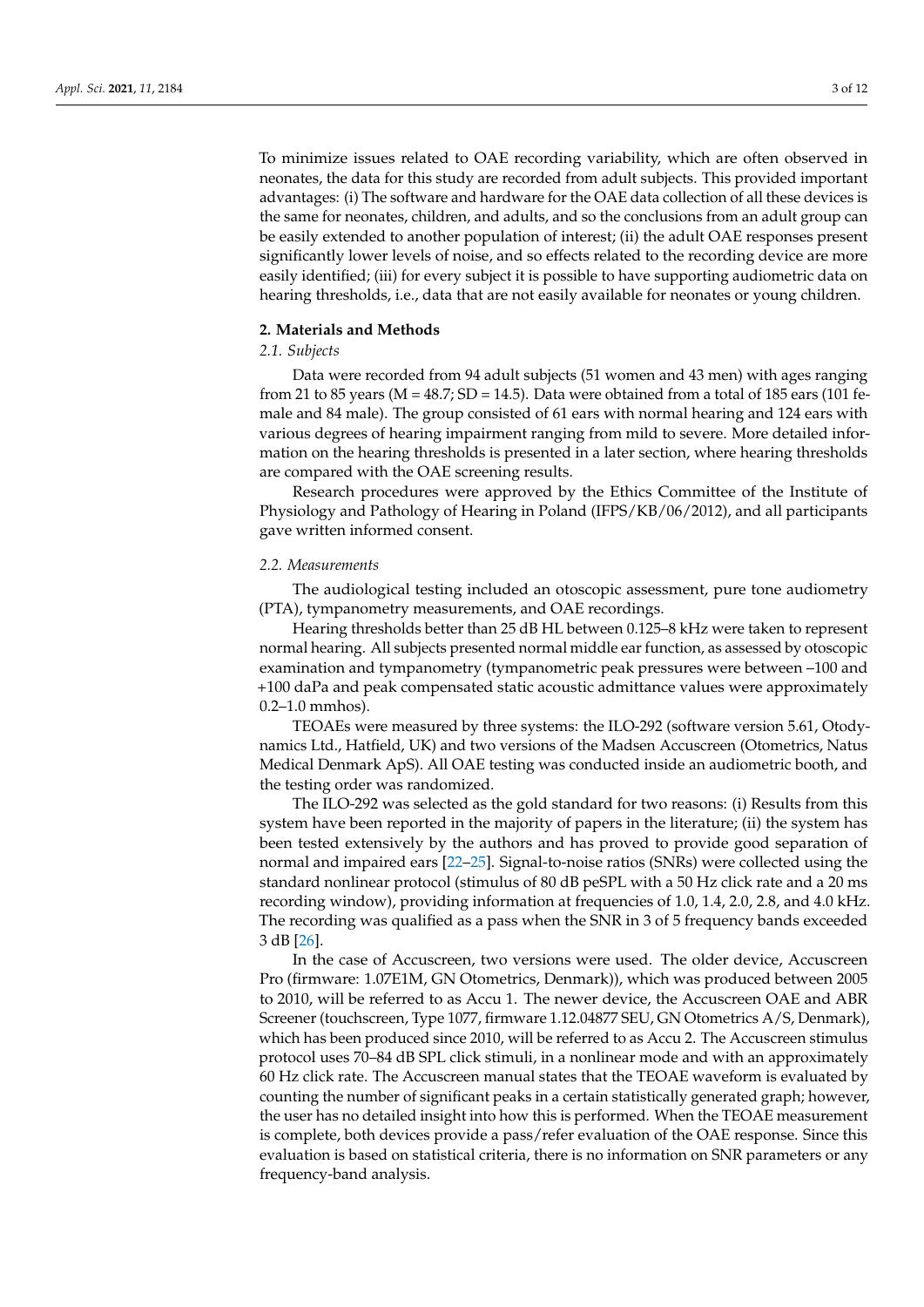To minimize issues related to OAE recording variability, which are often observed in neonates, the data for this study are recorded from adult subjects. This provided important advantages: (i) The software and hardware for the OAE data collection of all these devices is the same for neonates, children, and adults, and so the conclusions from an adult group can be easily extended to another population of interest; (ii) the adult OAE responses present significantly lower levels of noise, and so effects related to the recording device are more easily identified; (iii) for every subject it is possible to have supporting audiometric data on hearing thresholds, i.e., data that are not easily available for neonates or young children.

## 2. Materials and Methods

### *2.1. Subjects*

Data were recorded from 94 adult subjects (51 women and 43 men) with ages ranging from 21 to 85 years (M = 48.7; SD = 14.5). Data were obtained from a total of 185 ears (101 female and 84 male). The group consisted of 61 ears with normal hearing and 124 ears with various degrees of hearing impairment ranging from mild to severe. More detailed information on the hearing thresholds is presented in a later section, where hearing thresholds are compared with the OAE screening results.

Research procedures were approved by the Ethics Committee of the Institute of Physiology and Pathology of Hearing in Poland (IFPS/KB/06/2012), and all participants gave written informed consent.

### *2.2. Measurements*

The audiological testing included an otoscopic assessment, pure tone audiometry (PTA), tympanometry measurements, and OAE recordings.

Hearing thresholds better than 25 dB HL between 0.125–8 kHz were taken to represent normal hearing. All subjects presented normal middle ear function, as assessed by otoscopic examination and tympanometry (tympanometric peak pressures were between −100 and +100 daPa and peak compensated static acoustic admittance values were approximately 0.2–1.0 mmhos).

TEOAEs were measured by three systems: the ILO-292 (software version 5.61, Otodynamics Ltd., Hatfield, UK) and two versions of the Madsen Accuscreen (Otometrics, Natus Medical Denmark ApS). All OAE testing was conducted inside an audiometric booth, and the testing order was randomized.

The ILO-292 was selected as the gold standard for two reasons: (i) Results from this system have been reported in the majority of papers in the literature; (ii) the system has been tested extensively by the authors and has proved to provide good separation of normal and impaired ears [22–25]. Signal-to-noise ratios (SNRs) were collected using the standard nonlinear protocol (stimulus of 80 dB peSPL with a 50 Hz click rate and a 20 ms recording window), providing information at frequencies of 1.0, 1.4, 2.0, 2.8, and 4.0 kHz. The recording was qualified as a pass when the SNR in 3 of 5 frequency bands exceeded 3 dB [26].

In the case of Accuscreen, two versions were used. The older device, Accuscreen Pro (firmware: 1.07E1M, GN Otometrics, Denmark)), which was produced between 2005 to 2010, will be referred to as Accu 1. The newer device, the Accuscreen OAE and ABR Screener (touchscreen, Type 1077, firmware 1.12.04877 SEU, GN Otometrics A/S, Denmark), which has been produced since 2010, will be referred to as Accu 2. The Accuscreen stimulus protocol uses 70–84 dB SPL click stimuli, in a nonlinear mode and with an approximately 60 Hz click rate. The Accuscreen manual states that the TEOAE waveform is evaluated by counting the number of significant peaks in a certain statistically generated graph; however, the user has no detailed insight into how this is performed. When the TEOAE measurement is complete, both devices provide a pass/refer evaluation of the OAE response. Since this evaluation is based on statistical criteria, there is no information on SNR parameters or any frequency-band analysis.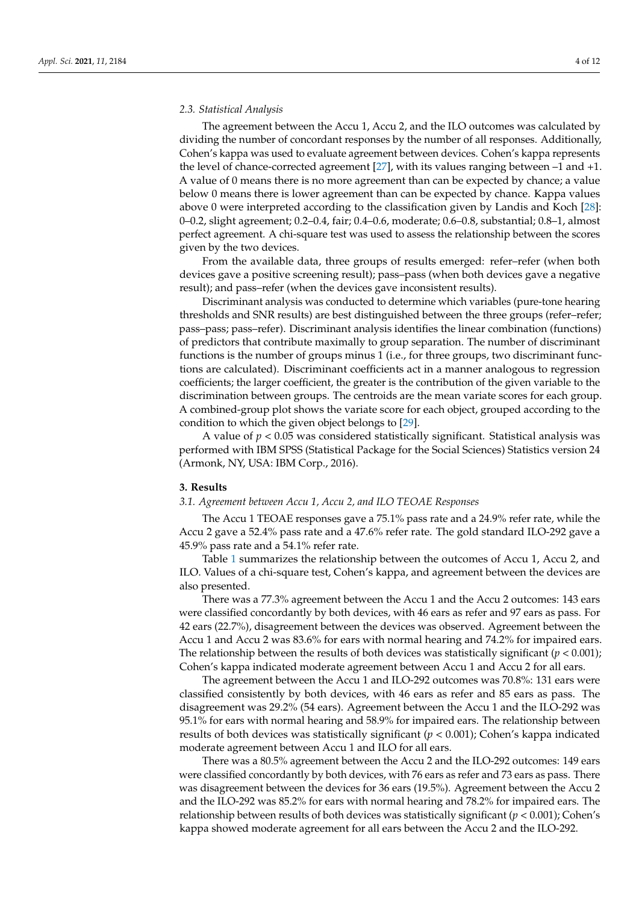### 2.3. Statistical Analysis

The agreement between the Accu 1, Accu 2, and the ILO outcomes was calculated by dividing the number of concordant responses by the number of all responses. Additionally, Cohen's kappa was used to evaluate agreement between devices. Cohen's kappa represents the level of chance-corrected agreement [27], with its values ranging between –1 and +1. A value of 0 means there is no more agreement than can be expected by chance; a value below 0 means there is lower agreement than can be expected by chance. Kappa values above 0 were interpreted according to the classification given by Landis and Koch [28]: 0–0.2, slight agreement; 0.2–0.4, fair; 0.4–0.6, moderate; 0.6–0.8, substantial; 0.8–1, almost perfect agreement. A chi-square test was used to assess the relationship between the scores given by the two devices.

From the available data, three groups of results emerged: refer–refer (when both devices gave a positive screening result); pass–pass (when both devices gave a negative result); and pass–refer (when the devices gave inconsistent results).

Discriminant analysis was conducted to determine which variables (pure-tone hearing thresholds and SNR results) are best distinguished between the three groups (refer–refer; pass–pass; pass–refer). Discriminant analysis identifies the linear combination (functions) of predictors that contribute maximally to group separation. The number of discriminant functions is the number of groups minus 1 (i.e., for three groups, two discriminant functions are calculated). Discriminant coefficients act in a manner analogous to regression coefficients; the larger coefficient, the greater is the contribution of the given variable to the discrimination between groups. The centroids are the mean variate scores for each group. A combined-group plot shows the variate score for each object, grouped according to the condition to which the given object belongs to [29].

A value of $p < 0.05$ was considered statistically significant. Statistical analysis was performed with IBM SPSS (Statistical Package for the Social Sciences) Statistics version 24 (Armonk, NY, USA: IBM Corp., 2016).

## 3. Results

### 3.1. Agreement between Accu 1, Accu 2, and ILO TEOAE Responses

The Accu 1 TEOAE responses gave a 75.1% pass rate and a 24.9% refer rate, while the Accu 2 gave a 52.4% pass rate and a 47.6% refer rate. The gold standard ILO-292 gave a 45.9% pass rate and a 54.1% refer rate.

Table 1 summarizes the relationship between the outcomes of Accu 1, Accu 2, and ILO. Values of a chi-square test, Cohen's kappa, and agreement between the devices are also presented.

There was a 77.3% agreement between the Accu 1 and the Accu 2 outcomes: 143 ears were classified concordantly by both devices, with 46 ears as refer and 97 ears as pass. For 42 ears (22.7%), disagreement between the devices was observed. Agreement between the Accu 1 and Accu 2 was 83.6% for ears with normal hearing and 74.2% for impaired ears. The relationship between the results of both devices was statistically significant ($p < 0.001$); Cohen's kappa indicated moderate agreement between Accu 1 and Accu 2 for all ears.

The agreement between the Accu 1 and ILO-292 outcomes was 70.8%: 131 ears were classified consistently by both devices, with 46 ears as refer and 85 ears as pass. The disagreement was 29.2% (54 ears). Agreement between the Accu 1 and the ILO-292 was 95.1% for ears with normal hearing and 58.9% for impaired ears. The relationship between results of both devices was statistically significant ($p < 0.001$); Cohen's kappa indicated moderate agreement between Accu 1 and ILO for all ears.

There was a 80.5% agreement between the Accu 2 and the ILO-292 outcomes: 149 ears were classified concordantly by both devices, with 76 ears as refer and 73 ears as pass. There was disagreement between the devices for 36 ears (19.5%). Agreement between the Accu 2 and the ILO-292 was 85.2% for ears with normal hearing and 78.2% for impaired ears. The relationship between results of both devices was statistically significant ($p < 0.001$); Cohen's kappa showed moderate agreement for all ears between the Accu 2 and the ILO-292.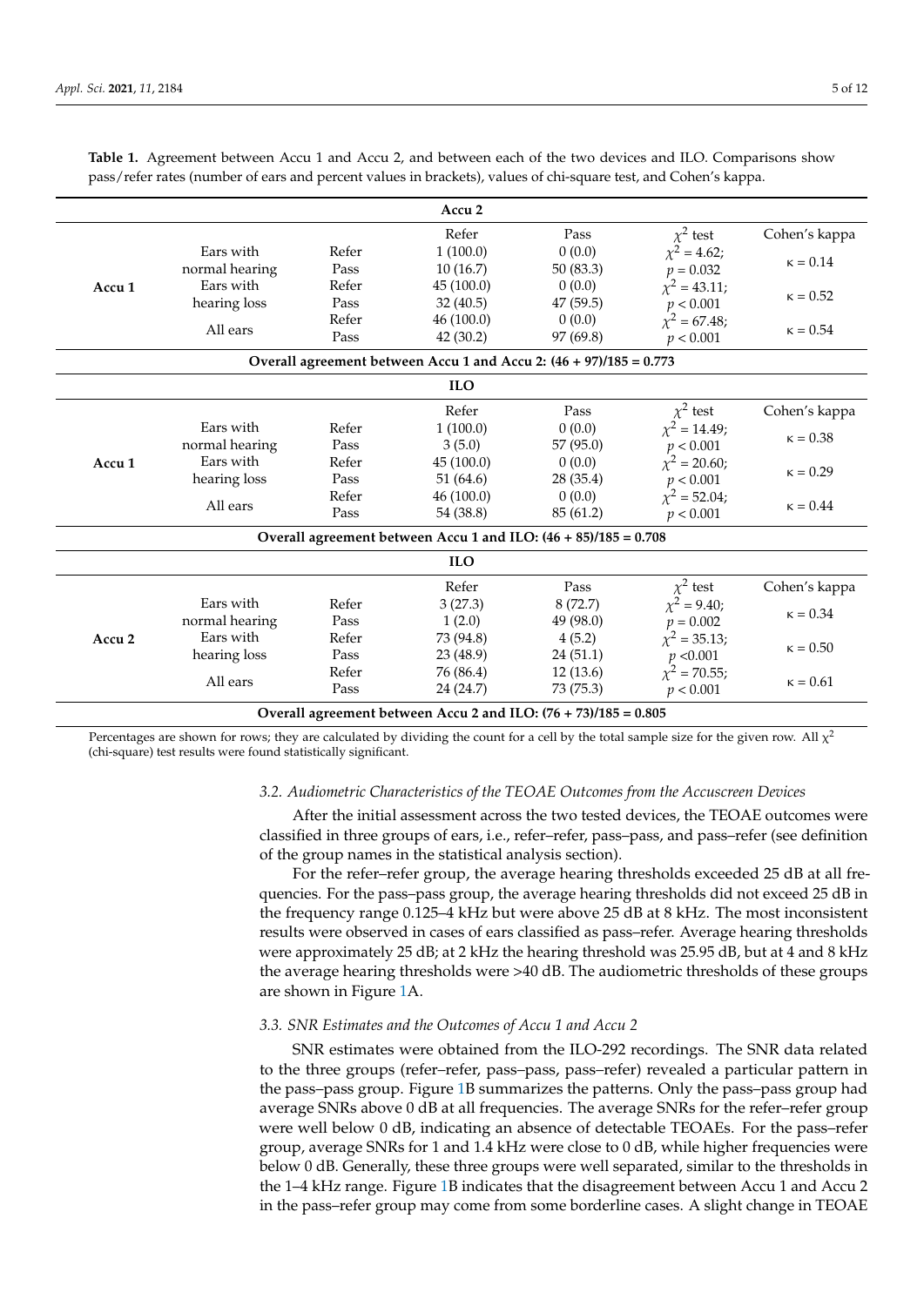**Table 1.** Agreement between Accu 1 and Accu 2, and between each of the two devices and ILO. Comparisons show pass/refer rates (number of ears and percent values in brackets), values of chi-square test, and Cohen's kappa.

| | | | Accu 2 | | | |
|---|---|---|---|---|---|---|
| | | | Refer | Pass | $\chi^2$ test | Cohen's kappa |
| Accu 1 | Ears with normal hearing | Refer | 1 (100.0) | 0 (0.0) | $\chi^2 = 4.62$; | $\kappa = 0.14$ |
| | | Pass | 10 (16.7) | 50 (83.3) | $p = 0.032$ | |
| | Ears with hearing loss | Refer | 45 (100.0) | 0 (0.0) | $\chi^2 = 43.11$; | $\kappa = 0.52$ |
| | | Pass | 32 (40.5) | 47 (59.5) | $p < 0.001$ | |
| | All ears | Refer | 46 (100.0) | 0 (0.0) | $\chi^2 = 67.48$; | $\kappa = 0.54$ |
| | | Pass | 42 (30.2) | 97 (69.8) | $p < 0.001$ | |
| **Overall agreement between Accu 1 and Accu 2: (46 + 97)/185 = 0.773** | | | | | | |
| | | | ILO | | | |
| | | | Refer | Pass | $\chi^2$ test | Cohen's kappa |
| Accu 1 | Ears with normal hearing | Refer | 1 (100.0) | 0 (0.0) | $\chi^2 = 14.49$; | $\kappa = 0.38$ |
| | | Pass | 3 (5.0) | 57 (95.0) | $p < 0.001$ | |
| | Ears with hearing loss | Refer | 45 (100.0) | 0 (0.0) | $\chi^2 = 20.60$; | $\kappa = 0.29$ |
| | | Pass | 51 (64.6) | 28 (35.4) | $p < 0.001$ | |
| | All ears | Refer | 46 (100.0) | 0 (0.0) | $\chi^2 = 52.04$; | $\kappa = 0.44$ |
| | | Pass | 54 (38.8) | 85 (61.2) | $p < 0.001$ | |
| **Overall agreement between Accu 1 and ILO: (46 + 85)/185 = 0.708** | | | | | | |
| | | | ILO | | | |
| | | | Refer | Pass | $\chi^2$ test | Cohen's kappa |
| Accu 2 | Ears with normal hearing | Refer | 3 (27.3) | 8 (72.7) | $\chi^2 = 9.40$; | $\kappa = 0.34$ |
| | | Pass | 1 (2.0) | 49 (98.0) | $p = 0.002$ | |
| | Ears with hearing loss | Refer | 73 (94.8) | 4 (5.2) | $\chi^2 = 35.13$; | $\kappa = 0.50$ |
| | | Pass | 23 (48.9) | 24 (51.1) | $p < 0.001$ | |
| | All ears | Refer | 76 (86.4) | 12 (13.6) | $\chi^2 = 70.55$; | $\kappa = 0.61$ |
| | | Pass | 24 (24.7) | 73 (75.3) | $p < 0.001$ | |
| **Overall agreement between Accu 2 and ILO: (76 + 73)/185 = 0.805** | | | | | | |

Percentages are shown for rows; they are calculated by dividing the count for a cell by the total sample size for the given row. All $\chi^2$ (chi-square) test results were found statistically significant.

### *3.2. Audiometric Characteristics of the TEOAE Outcomes from the Accuscreen Devices*

After the initial assessment across the two tested devices, the TEOAE outcomes were classified in three groups of ears, i.e., refer–refer, pass–pass, and pass–refer (see definition of the group names in the statistical analysis section).

For the refer–refer group, the average hearing thresholds exceeded 25 dB at all frequencies. For the pass–pass group, the average hearing thresholds did not exceed 25 dB in the frequency range 0.125–4 kHz but were above 25 dB at 8 kHz. The most inconsistent results were observed in cases of ears classified as pass–refer. Average hearing thresholds were approximately 25 dB; at 2 kHz the hearing threshold was 25.95 dB, but at 4 and 8 kHz the average hearing thresholds were >40 dB. The audiometric thresholds of these groups are shown in Figure 1A.

### *3.3. SNR Estimates and the Outcomes of Accu 1 and Accu 2*

SNR estimates were obtained from the ILO-292 recordings. The SNR data related to the three groups (refer–refer, pass–pass, pass–refer) revealed a particular pattern in the pass–pass group. Figure 1B summarizes the patterns. Only the pass–pass group had average SNRs above 0 dB at all frequencies. The average SNRs for the refer–refer group were well below 0 dB, indicating an absence of detectable TEOAEs. For the pass–refer group, average SNRs for 1 and 1.4 kHz were close to 0 dB, while higher frequencies were below 0 dB. Generally, these three groups were well separated, similar to the thresholds in the 1–4 kHz range. Figure 1B indicates that the disagreement between Accu 1 and Accu 2 in the pass–refer group may come from some borderline cases. A slight change in TEOAE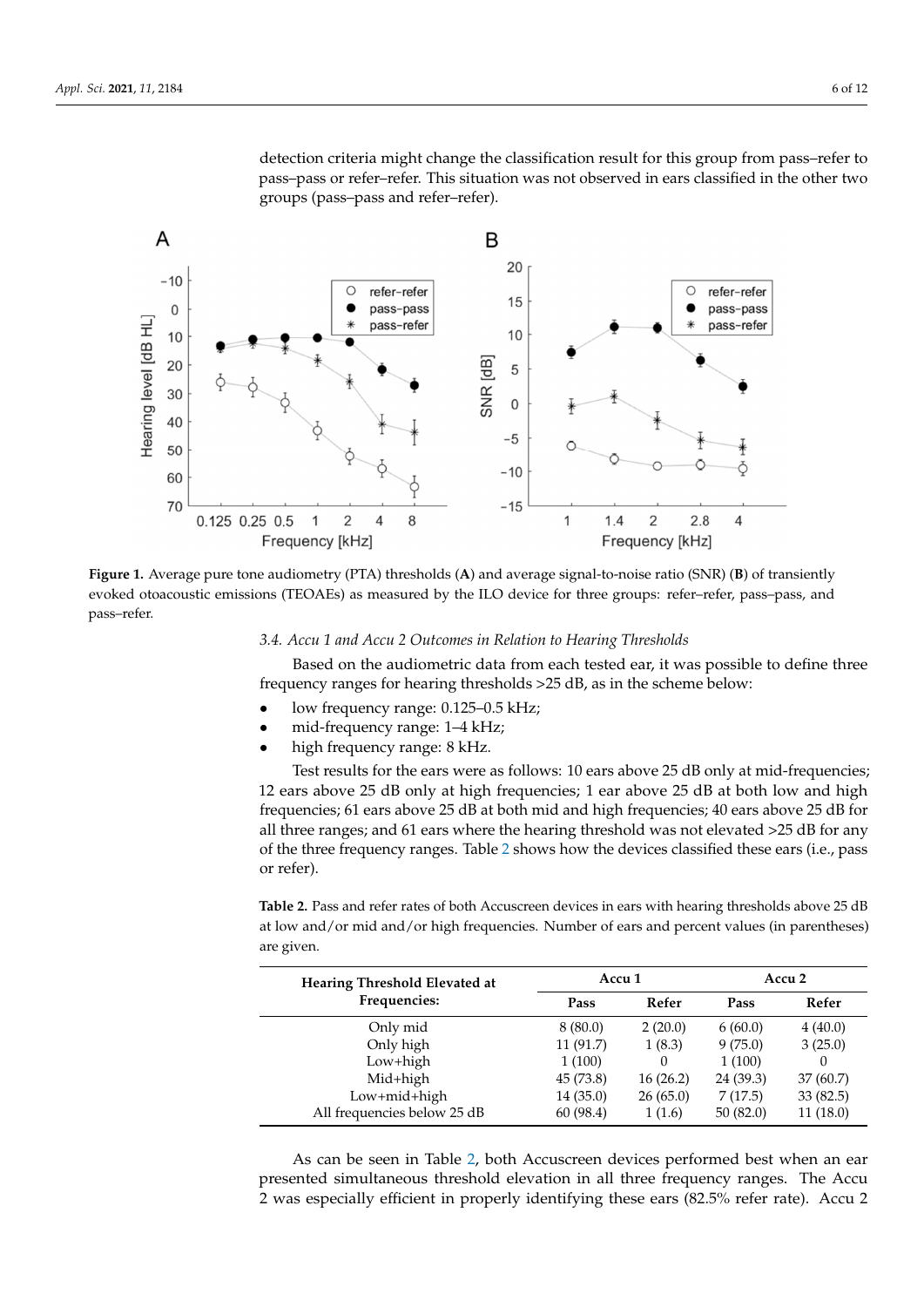detection criteria might change the classification result for this group from pass–refer to pass–pass or refer–refer. This situation was not observed in ears classified in the other two groups (pass–pass and refer–refer).

**Figure 1.** Average pure tone audiometry (PTA) thresholds (**A**) and average signal-to-noise ratio (SNR) (**B**) of transiently evoked otoacoustic emissions (TEOAEs) as measured by the ILO device for three groups: refer–refer, pass–pass, and pass–refer.

### *3.4. Accu 1 and Accu 2 Outcomes in Relation to Hearing Thresholds*

Based on the audiometric data from each tested ear, it was possible to define three frequency ranges for hearing thresholds >25 dB, as in the scheme below:

- low frequency range: 0.125–0.5 kHz;
- mid-frequency range: 1–4 kHz;
- high frequency range: 8 kHz.

Test results for the ears were as follows: 10 ears above 25 dB only at mid-frequencies; 12 ears above 25 dB only at high frequencies; 1 ear above 25 dB at both low and high frequencies; 61 ears above 25 dB at both mid and high frequencies; 40 ears above 25 dB for all three ranges; and 61 ears where the hearing threshold was not elevated >25 dB for any of the three frequency ranges. Table 2 shows how the devices classified these ears (i.e., pass or refer).

**Table 2.** Pass and refer rates of both Accuscreen devices in ears with hearing thresholds above 25 dB at low and/or mid and/or high frequencies. Number of ears and percent values (in parentheses) are given.

| Hearing Threshold Elevated at Frequencies: | Accu 1 | | Accu 2 | |
|---|---|---|---|---|
| | **Pass** | **Refer** | **Pass** | **Refer** |
| Only mid | 8 (80.0) | 2 (20.0) | 6 (60.0) | 4 (40.0) |
| Only high | 11 (91.7) | 1 (8.3) | 9 (75.0) | 3 (25.0) |
| Low+high | 1 (100) | 0 | 1 (100) | 0 |
| Mid+high | 45 (73.8) | 16 (26.2) | 24 (39.3) | 37 (60.7) |
| Low+mid+high | 14 (35.0) | 26 (65.0) | 7 (17.5) | 33 (82.5) |
| All frequencies below 25 dB | 60 (98.4) | 1 (1.6) | 50 (82.0) | 11 (18.0) |

As can be seen in Table 2, both Accuscreen devices performed best when an ear presented simultaneous threshold elevation in all three frequency ranges. The Accu 2 was especially efficient in properly identifying these ears (82.5% refer rate). Accu 2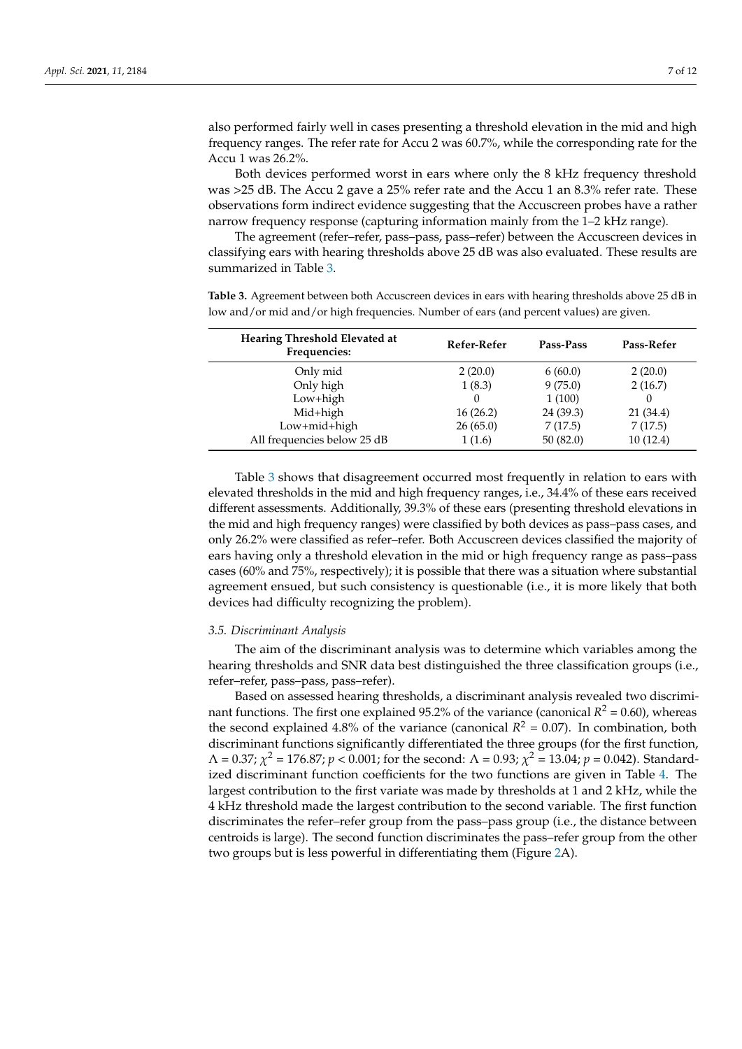also performed fairly well in cases presenting a threshold elevation in the mid and high frequency ranges. The refer rate for Accu 2 was 60.7%, while the corresponding rate for the Accu 1 was 26.2%.

Both devices performed worst in ears where only the 8 kHz frequency threshold was >25 dB. The Accu 2 gave a 25% refer rate and the Accu 1 an 8.3% refer rate. These observations form indirect evidence suggesting that the Accuscreen probes have a rather narrow frequency response (capturing information mainly from the 1–2 kHz range).

The agreement (refer–refer, pass–pass, pass–refer) between the Accuscreen devices in classifying ears with hearing thresholds above 25 dB was also evaluated. These results are summarized in Table 3.

**Table 3.** Agreement between both Accuscreen devices in ears with hearing thresholds above 25 dB in low and/or mid and/or high frequencies. Number of ears (and percent values) are given.

| Hearing Threshold Elevated at Frequencies: | Refer-Refer | Pass-Pass | Pass-Refer |
|---|---|---|---|
| Only mid | 2 (20.0) | 6 (60.0) | 2 (20.0) |
| Only high | 1 (8.3) | 9 (75.0) | 2 (16.7) |
| Low+high | 0 | 1 (100) | 0 |
| Mid+high | 16 (26.2) | 24 (39.3) | 21 (34.4) |
| Low+mid+high | 26 (65.0) | 7 (17.5) | 7 (17.5) |
| All frequencies below 25 dB | 1 (1.6) | 50 (82.0) | 10 (12.4) |

Table 3 shows that disagreement occurred most frequently in relation to ears with elevated thresholds in the mid and high frequency ranges, i.e., 34.4% of these ears received different assessments. Additionally, 39.3% of these ears (presenting threshold elevations in the mid and high frequency ranges) were classified by both devices as pass–pass cases, and only 26.2% were classified as refer–refer. Both Accuscreen devices classified the majority of ears having only a threshold elevation in the mid or high frequency range as pass–pass cases (60% and 75%, respectively); it is possible that there was a situation where substantial agreement ensued, but such consistency is questionable (i.e., it is more likely that both devices had difficulty recognizing the problem).

### *3.5. Discriminant Analysis*

The aim of the discriminant analysis was to determine which variables among the hearing thresholds and SNR data best distinguished the three classification groups (i.e., refer–refer, pass–pass, pass–refer).

Based on assessed hearing thresholds, a discriminant analysis revealed two discriminant functions. The first one explained 95.2% of the variance (canonical $R^2 = 0.60$), whereas the second explained 4.8% of the variance (canonical $R^2 = 0.07$). In combination, both discriminant functions significantly differentiated the three groups (for the first function, $\Lambda = 0.37$; $\chi^2 = 176.87$; $p < 0.001$; for the second: $\Lambda = 0.93$; $\chi^2 = 13.04$; $p = 0.042$). Standardized discriminant function coefficients for the two functions are given in Table 4. The largest contribution to the first variate was made by thresholds at 1 and 2 kHz, while the 4 kHz threshold made the largest contribution to the second variable. The first function discriminates the refer–refer group from the pass–pass group (i.e., the distance between centroids is large). The second function discriminates the pass–refer group from the other two groups but is less powerful in differentiating them (Figure 2A).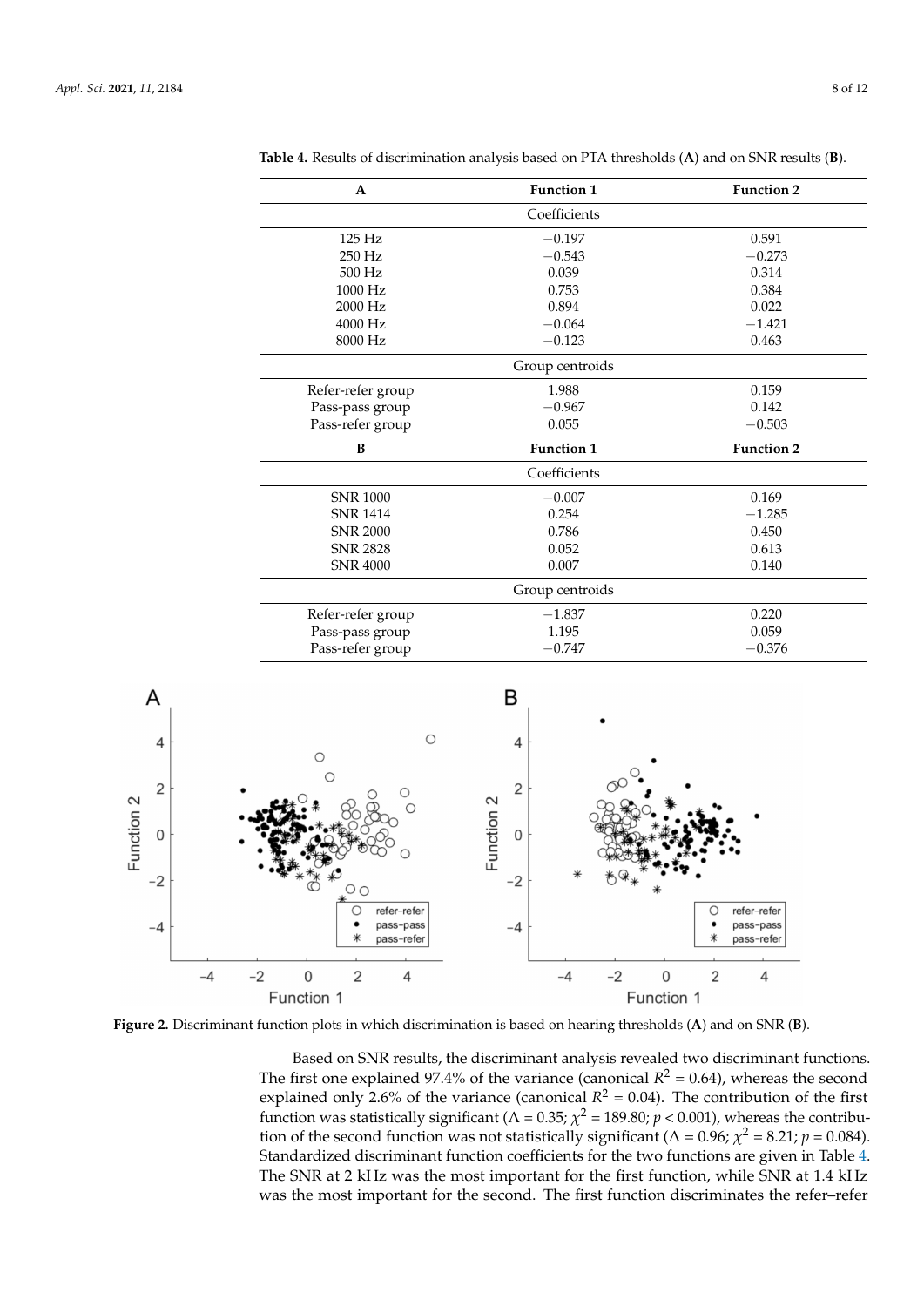**Table 4.** Results of discrimination analysis based on PTA thresholds (**A**) and on SNR results (**B**).

| **A** | **Function 1** | **Function 2** |
|---|---|---|
| | Coefficients | |
| 125 Hz | −0.197 | 0.591 |
| 250 Hz | −0.543 | −0.273 |
| 500 Hz | 0.039 | 0.314 |
| 1000 Hz | 0.753 | 0.384 |
| 2000 Hz | 0.894 | 0.022 |
| 4000 Hz | −0.064 | −1.421 |
| 8000 Hz | −0.123 | 0.463 |
| | Group centroids | |
| Refer-refer group | 1.988 | 0.159 |
| Pass-pass group | −0.967 | 0.142 |
| Pass-refer group | 0.055 | −0.503 |
| **B** | **Function 1** | **Function 2** |
| | Coefficients | |
| SNR 1000 | −0.007 | 0.169 |
| SNR 1414 | 0.254 | −1.285 |
| SNR 2000 | 0.786 | 0.450 |
| SNR 2828 | 0.052 | 0.613 |
| SNR 4000 | 0.007 | 0.140 |
| | Group centroids | |
| Refer-refer group | −1.837 | 0.220 |
| Pass-pass group | 1.195 | 0.059 |
| Pass-refer group | −0.747 | −0.376 |

**Figure 2.** Discriminant function plots in which discrimination is based on hearing thresholds (**A**) and on SNR (**B**).

Based on SNR results, the discriminant analysis revealed two discriminant functions. The first one explained 97.4% of the variance (canonical $R^2 = 0.64$), whereas the second explained only 2.6% of the variance (canonical $R^2 = 0.04$). The contribution of the first function was statistically significant ($\Lambda = 0.35$; $\chi^2 = 189.80$; $p < 0.001$), whereas the contribution of the second function was not statistically significant ($\Lambda = 0.96$; $\chi^2 = 8.21$; $p = 0.084$). Standardized discriminant function coefficients for the two functions are given in Table 4. The SNR at 2 kHz was the most important for the first function, while SNR at 1.4 kHz was the most important for the second. The first function discriminates the refer–refer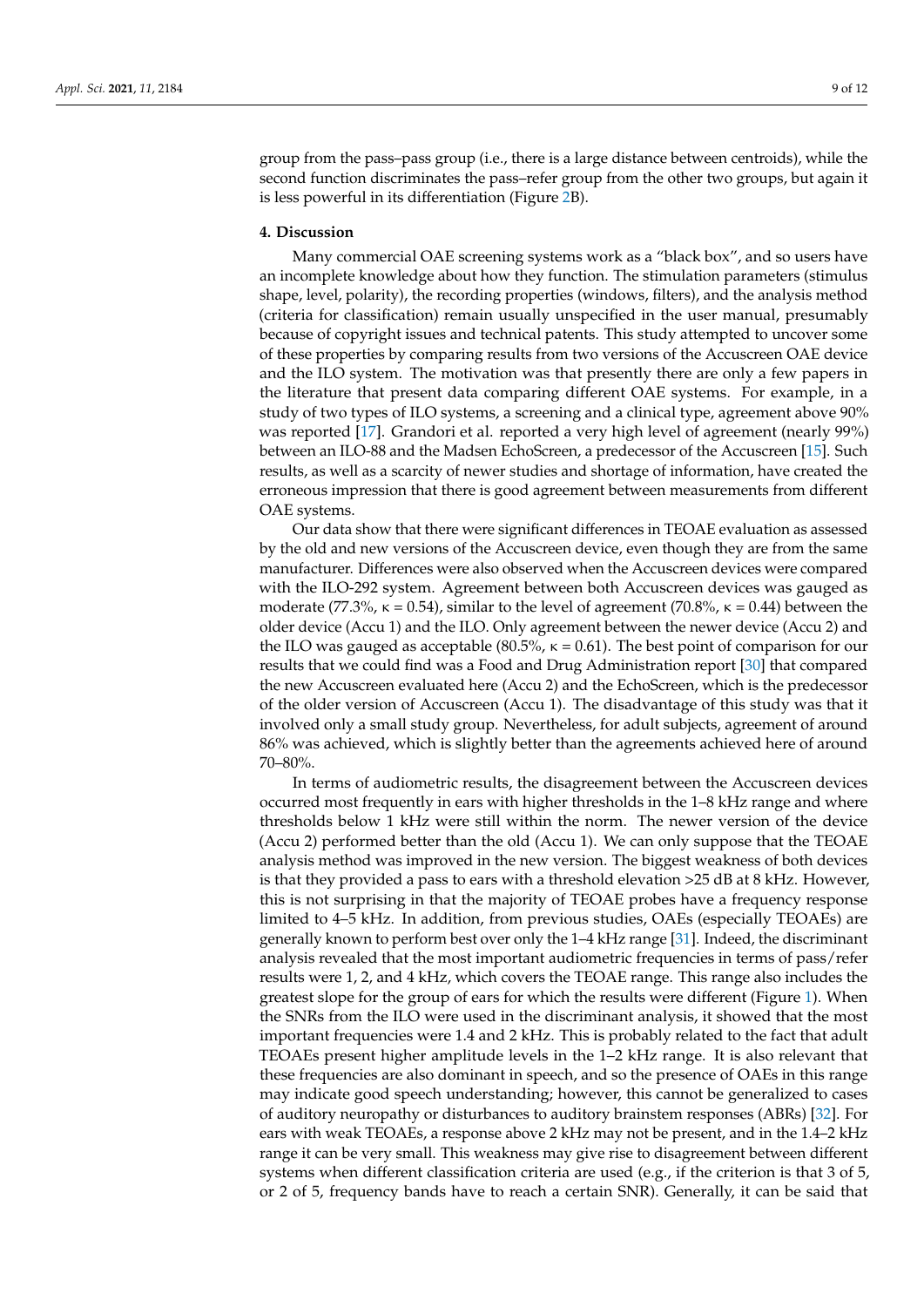group from the pass–pass group (i.e., there is a large distance between centroids), while the second function discriminates the pass–refer group from the other two groups, but again it is less powerful in its differentiation (Figure 2B).

## 4. Discussion

Many commercial OAE screening systems work as a "black box", and so users have an incomplete knowledge about how they function. The stimulation parameters (stimulus shape, level, polarity), the recording properties (windows, filters), and the analysis method (criteria for classification) remain usually unspecified in the user manual, presumably because of copyright issues and technical patents. This study attempted to uncover some of these properties by comparing results from two versions of the Accuscreen OAE device and the ILO system. The motivation was that presently there are only a few papers in the literature that present data comparing different OAE systems. For example, in a study of two types of ILO systems, a screening and a clinical type, agreement above 90% was reported [17]. Grandori et al. reported a very high level of agreement (nearly 99%) between an ILO-88 and the Madsen EchoScreen, a predecessor of the Accuscreen [15]. Such results, as well as a scarcity of newer studies and shortage of information, have created the erroneous impression that there is good agreement between measurements from different OAE systems.

Our data show that there were significant differences in TEOAE evaluation as assessed by the old and new versions of the Accuscreen device, even though they are from the same manufacturer. Differences were also observed when the Accuscreen devices were compared with the ILO-292 system. Agreement between both Accuscreen devices was gauged as moderate (77.3%, $\kappa = 0.54$), similar to the level of agreement (70.8%, $\kappa = 0.44$) between the older device (Accu 1) and the ILO. Only agreement between the newer device (Accu 2) and the ILO was gauged as acceptable (80.5%, $\kappa = 0.61$). The best point of comparison for our results that we could find was a Food and Drug Administration report [30] that compared the new Accuscreen evaluated here (Accu 2) and the EchoScreen, which is the predecessor of the older version of Accuscreen (Accu 1). The disadvantage of this study was that it involved only a small study group. Nevertheless, for adult subjects, agreement of around 86% was achieved, which is slightly better than the agreements achieved here of around 70–80%.

In terms of audiometric results, the disagreement between the Accuscreen devices occurred most frequently in ears with higher thresholds in the 1–8 kHz range and where thresholds below 1 kHz were still within the norm. The newer version of the device (Accu 2) performed better than the old (Accu 1). We can only suppose that the TEOAE analysis method was improved in the new version. The biggest weakness of both devices is that they provided a pass to ears with a threshold elevation >25 dB at 8 kHz. However, this is not surprising in that the majority of TEOAE probes have a frequency response limited to 4–5 kHz. In addition, from previous studies, OAEs (especially TEOAEs) are generally known to perform best over only the 1–4 kHz range [31]. Indeed, the discriminant analysis revealed that the most important audiometric frequencies in terms of pass/refer results were 1, 2, and 4 kHz, which covers the TEOAE range. This range also includes the greatest slope for the group of ears for which the results were different (Figure 1). When the SNRs from the ILO were used in the discriminant analysis, it showed that the most important frequencies were 1.4 and 2 kHz. This is probably related to the fact that adult TEOAEs present higher amplitude levels in the 1–2 kHz range. It is also relevant that these frequencies are also dominant in speech, and so the presence of OAEs in this range may indicate good speech understanding; however, this cannot be generalized to cases of auditory neuropathy or disturbances to auditory brainstem responses (ABRs) [32]. For ears with weak TEOAEs, a response above 2 kHz may not be present, and in the 1.4–2 kHz range it can be very small. This weakness may give rise to disagreement between different systems when different classification criteria are used (e.g., if the criterion is that 3 of 5, or 2 of 5, frequency bands have to reach a certain SNR). Generally, it can be said that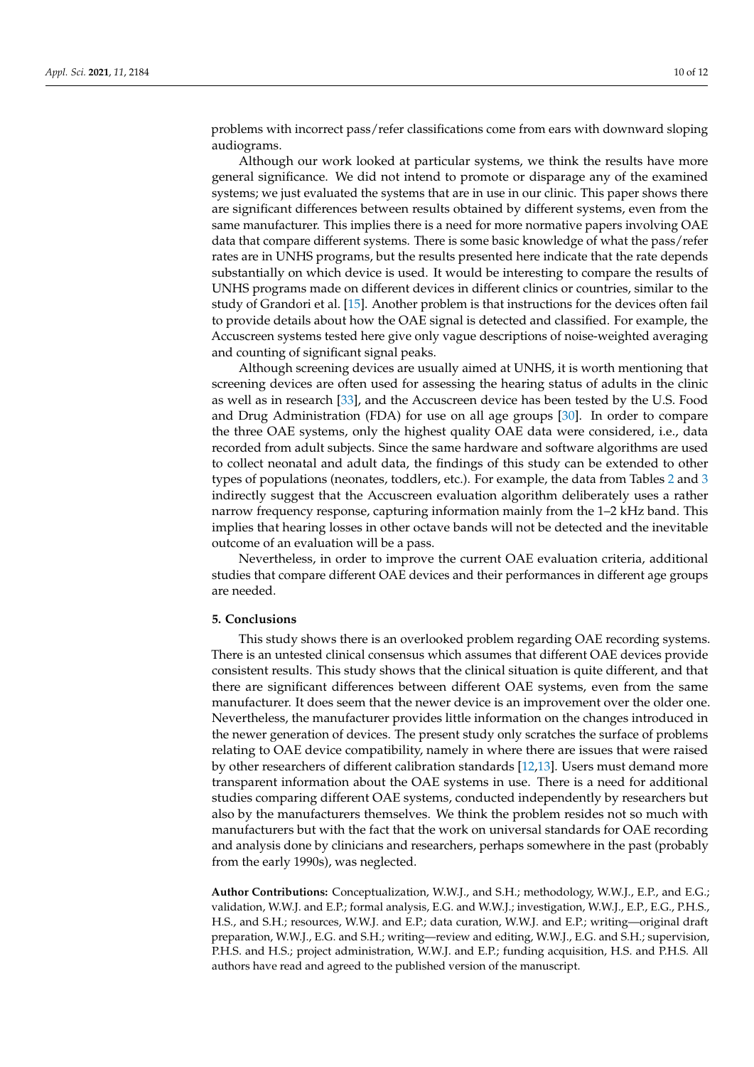problems with incorrect pass/refer classifications come from ears with downward sloping audiograms.

Although our work looked at particular systems, we think the results have more general significance. We did not intend to promote or disparage any of the examined systems; we just evaluated the systems that are in use in our clinic. This paper shows there are significant differences between results obtained by different systems, even from the same manufacturer. This implies there is a need for more normative papers involving OAE data that compare different systems. There is some basic knowledge of what the pass/refer rates are in UNHS programs, but the results presented here indicate that the rate depends substantially on which device is used. It would be interesting to compare the results of UNHS programs made on different devices in different clinics or countries, similar to the study of Grandori et al. [15]. Another problem is that instructions for the devices often fail to provide details about how the OAE signal is detected and classified. For example, the Accuscreen systems tested here give only vague descriptions of noise-weighted averaging and counting of significant signal peaks.

Although screening devices are usually aimed at UNHS, it is worth mentioning that screening devices are often used for assessing the hearing status of adults in the clinic as well as in research [33], and the Accuscreen device has been tested by the U.S. Food and Drug Administration (FDA) for use on all age groups [30]. In order to compare the three OAE systems, only the highest quality OAE data were considered, i.e., data recorded from adult subjects. Since the same hardware and software algorithms are used to collect neonatal and adult data, the findings of this study can be extended to other types of populations (neonates, toddlers, etc.). For example, the data from Tables 2 and 3 indirectly suggest that the Accuscreen evaluation algorithm deliberately uses a rather narrow frequency response, capturing information mainly from the 1–2 kHz band. This implies that hearing losses in other octave bands will not be detected and the inevitable outcome of an evaluation will be a pass.

Nevertheless, in order to improve the current OAE evaluation criteria, additional studies that compare different OAE devices and their performances in different age groups are needed.

## 5. Conclusions

This study shows there is an overlooked problem regarding OAE recording systems. There is an untested clinical consensus which assumes that different OAE devices provide consistent results. This study shows that the clinical situation is quite different, and that there are significant differences between different OAE systems, even from the same manufacturer. It does seem that the newer device is an improvement over the older one. Nevertheless, the manufacturer provides little information on the changes introduced in the newer generation of devices. The present study only scratches the surface of problems relating to OAE device compatibility, namely in where there are issues that were raised by other researchers of different calibration standards [12,13]. Users must demand more transparent information about the OAE systems in use. There is a need for additional studies comparing different OAE systems, conducted independently by researchers but also by the manufacturers themselves. We think the problem resides not so much with manufacturers but with the fact that the work on universal standards for OAE recording and analysis done by clinicians and researchers, perhaps somewhere in the past (probably from the early 1990s), was neglected.

**Author Contributions:** Conceptualization, W.W.J., and S.H.; methodology, W.W.J., E.P., and E.G.; validation, W.W.J. and E.P.; formal analysis, E.G. and W.W.J.; investigation, W.W.J., E.P., E.G., P.H.S., H.S., and S.H.; resources, W.W.J. and E.P.; data curation, W.W.J. and E.P.; writing—original draft preparation, W.W.J., E.G. and S.H.; writing—review and editing, W.W.J., E.G. and S.H.; supervision, P.H.S. and H.S.; project administration, W.W.J. and E.P.; funding acquisition, H.S. and P.H.S. All authors have read and agreed to the published version of the manuscript.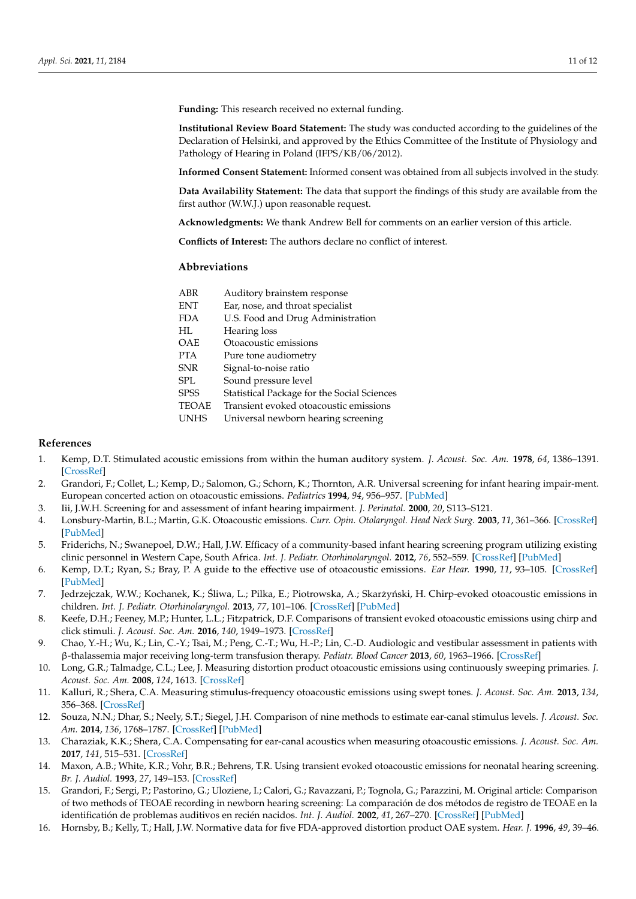**Funding:** This research received no external funding.

**Institutional Review Board Statement:** The study was conducted according to the guidelines of the Declaration of Helsinki, and approved by the Ethics Committee of the Institute of Physiology and Pathology of Hearing in Poland (IFPS/KB/06/2012).

**Informed Consent Statement:** Informed consent was obtained from all subjects involved in the study.

**Data Availability Statement:** The data that support the findings of this study are available from the first author (W.W.J.) upon reasonable request.

**Acknowledgments:** We thank Andrew Bell for comments on an earlier version of this article.

**Conflicts of Interest:** The authors declare no conflict of interest.

## Abbreviations

| | |
|---|---|
| ABR | Auditory brainstem response |
| ENT | Ear, nose, and throat specialist |
| FDA | U.S. Food and Drug Administration |
| HL | Hearing loss |
| OAE | Otoacoustic emissions |
| PTA | Pure tone audiometry |
| SNR | Signal-to-noise ratio |
| SPL | Sound pressure level |
| SPSS | Statistical Package for the Social Sciences |
| TEOAE | Transient evoked otoacoustic emissions |
| UNHS | Universal newborn hearing screening |

## References

1. Kemp, D.T. Stimulated acoustic emissions from within the human auditory system. *J. Acoust. Soc. Am.* **1978**, *64*, 1386–1391. [CrossRef]
2. Grandori, F.; Collet, L.; Kemp, D.; Salomon, G.; Schorn, K.; Thornton, A.R. Universal screening for infant hearing impair-ment. European concerted action on otoacoustic emissions. *Pediatrics* **1994**, *94*, 956–957. [PubMed]
3. Iii, J.W.H. Screening for and assessment of infant hearing impairment. *J. Perinatol.* **2000**, *20*, S113–S121.
4. Lonsbury-Martin, B.L.; Martin, G.K. Otoacoustic emissions. *Curr. Opin. Otolaryngol. Head Neck Surg.* **2003**, *11*, 361–366. [CrossRef] [PubMed]
5. Friderichs, N.; Swanepoel, D.W.; Hall, J.W. Efficacy of a community-based infant hearing screening program utilizing existing clinic personnel in Western Cape, South Africa. *Int. J. Pediatr. Otorhinolaryngol.* **2012**, *76*, 552–559. [CrossRef] [PubMed]
6. Kemp, D.T.; Ryan, S.; Bray, P. A guide to the effective use of otoacoustic emissions. *Ear Hear.* **1990**, *11*, 93–105. [CrossRef] [PubMed]
7. Jedrzejczak, W.W.; Kochanek, K.; Śliwa, L.; Pilka, E.; Piotrowska, A.; Skarżyński, H. Chirp-evoked otoacoustic emissions in children. *Int. J. Pediatr. Otorhinolaryngol.* **2013**, *77*, 101–106. [CrossRef] [PubMed]
8. Keefe, D.H.; Feeney, M.P.; Hunter, L.L.; Fitzpatrick, D.F. Comparisons of transient evoked otoacoustic emissions using chirp and click stimuli. *J. Acoust. Soc. Am.* **2016**, *140*, 1949–1973. [CrossRef]
9. Chao, Y.-H.; Wu, K.; Lin, C.-Y.; Tsai, M.; Peng, C.-T.; Wu, H.-P.; Lin, C.-D. Audiologic and vestibular assessment in patients with β-thalassemia major receiving long-term transfusion therapy. *Pediatr. Blood Cancer* **2013**, *60*, 1963–1966. [CrossRef]
10. Long, G.R.; Talmadge, C.L.; Lee, J. Measuring distortion product otoacoustic emissions using continuously sweeping primaries. *J. Acoust. Soc. Am.* **2008**, *124*, 1613. [CrossRef]
11. Kalluri, R.; Shera, C.A. Measuring stimulus-frequency otoacoustic emissions using swept tones. *J. Acoust. Soc. Am.* **2013**, *134*, 356–368. [CrossRef]
12. Souza, N.N.; Dhar, S.; Neely, S.T.; Siegel, J.H. Comparison of nine methods to estimate ear-canal stimulus levels. *J. Acoust. Soc. Am.* **2014**, *136*, 1768–1787. [CrossRef] [PubMed]
13. Charaziak, K.K.; Shera, C.A. Compensating for ear-canal acoustics when measuring otoacoustic emissions. *J. Acoust. Soc. Am.* **2017**, *141*, 515–531. [CrossRef]
14. Maxon, A.B.; White, K.R.; Vohr, B.R.; Behrens, T.R. Using transient evoked otoacoustic emissions for neonatal hearing screening. *Br. J. Audiol.* **1993**, *27*, 149–153. [CrossRef]
15. Grandori, F.; Sergi, P.; Pastorino, G.; Uloziene, I.; Calori, G.; Ravazzani, P.; Tognola, G.; Parazzini, M. Original article: Comparison of two methods of TEOAE recording in newborn hearing screening: La comparación de dos métodos de registro de TEOAE en la identificación de problemas auditivos en recién nacidos. *Int. J. Audiol.* **2002**, *41*, 267–270. [CrossRef] [PubMed]
16. Hornsby, B.; Kelly, T.; Hall, J.W. Normative data for five FDA-approved distortion product OAE system. *Hear. J.* **1996**, *49*, 39–46.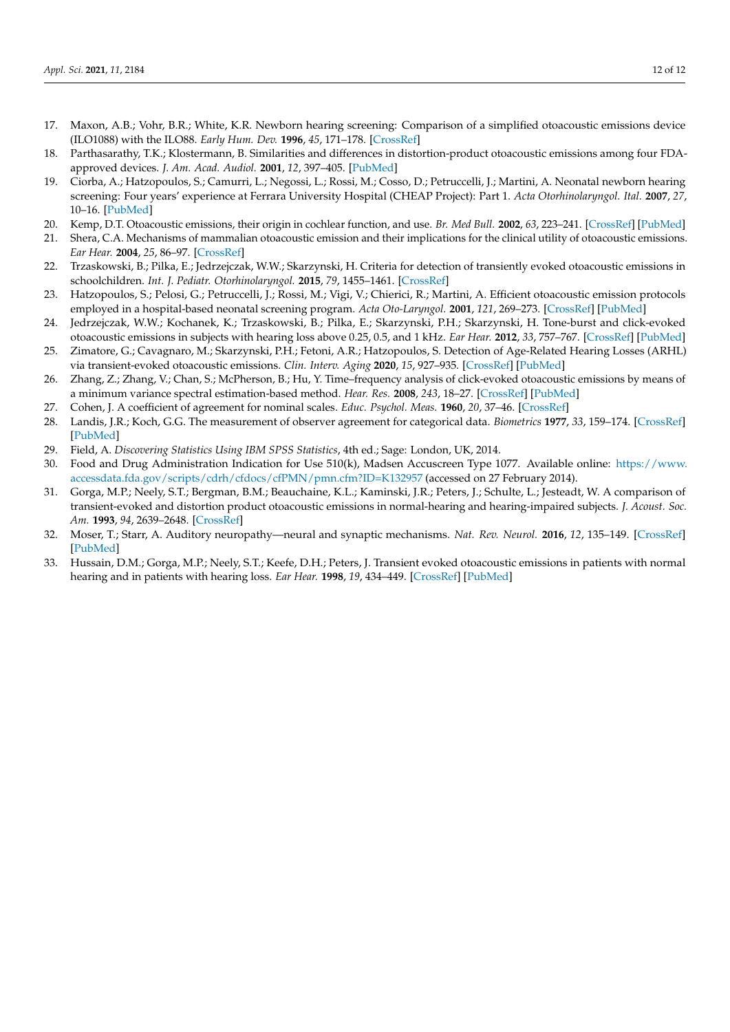17. Maxon, A.B.; Vohr, B.R.; White, K.R. Newborn hearing screening: Comparison of a simplified otoacoustic emissions device (ILO1088) with the ILO88. *Early Hum. Dev.* **1996**, *45*, 171–178. [CrossRef]
18. Parthasarathy, T.K.; Klostermann, B. Similarities and differences in distortion-product otoacoustic emissions among four FDA-approved devices. *J. Am. Acad. Audiol.* **2001**, *12*, 397–405. [PubMed]
19. Ciorba, A.; Hatzopoulos, S.; Camurri, L.; Negossi, L.; Rossi, M.; Cosso, D.; Petruccelli, J.; Martini, A. Neonatal newborn hearing screening: Four years' experience at Ferrara University Hospital (CHEAP Project): Part 1. *Acta Otorhinolaryngol. Ital.* **2007**, *27*, 10–16. [PubMed]
20. Kemp, D.T. Otoacoustic emissions, their origin in cochlear function, and use. *Br. Med Bull.* **2002**, *63*, 223–241. [CrossRef] [PubMed]
21. Shera, C.A. Mechanisms of mammalian otoacoustic emission and their implications for the clinical utility of otoacoustic emissions. *Ear Hear.* **2004**, *25*, 86–97. [CrossRef]
22. Trzaskowski, B.; Pilka, E.; Jedrzejczak, W.W.; Skarzynski, H. Criteria for detection of transiently evoked otoacoustic emissions in schoolchildren. *Int. J. Pediatr. Otorhinolaryngol.* **2015**, *79*, 1455–1461. [CrossRef]
23. Hatzopoulos, S.; Pelosi, G.; Petruccelli, J.; Rossi, M.; Vigi, V.; Chierici, R.; Martini, A. Efficient otoacoustic emission protocols employed in a hospital-based neonatal screening program. *Acta Oto-Laryngol.* **2001**, *121*, 269–273. [CrossRef] [PubMed]
24. Jedrzejczak, W.W.; Kochanek, K.; Trzaskowski, B.; Pilka, E.; Skarzynski, P.H.; Skarzynski, H. Tone-burst and click-evoked otoacoustic emissions in subjects with hearing loss above 0.25, 0.5, and 1 kHz. *Ear Hear.* **2012**, *33*, 757–767. [CrossRef] [PubMed]
25. Zimatore, G.; Cavagnaro, M.; Skarzynski, P.H.; Fetoni, A.R.; Hatzopoulos, S. Detection of Age-Related Hearing Losses (ARHL) via transient-evoked otoacoustic emissions. *Clin. Interv. Aging* **2020**, *15*, 927–935. [CrossRef] [PubMed]
26. Zhang, Z.; Zhang, V.; Chan, S.; McPherson, B.; Hu, Y. Time–frequency analysis of click-evoked otoacoustic emissions by means of a minimum variance spectral estimation-based method. *Hear. Res.* **2008**, *243*, 18–27. [CrossRef] [PubMed]
27. Cohen, J. A coefficient of agreement for nominal scales. *Educ. Psychol. Meas.* **1960**, *20*, 37–46. [CrossRef]
28. Landis, J.R.; Koch, G.G. The measurement of observer agreement for categorical data. *Biometrics* **1977**, *33*, 159–174. [CrossRef] [PubMed]
29. Field, A. *Discovering Statistics Using IBM SPSS Statistics*, 4th ed.; Sage: London, UK, 2014.
30. Food and Drug Administration Indication for Use 510(k), Madsen Accuscreen Type 1077. Available online: https://www.accessdata.fda.gov/scripts/cdrh/cfdocs/cfPMN/pmn.cfm?ID=K132957 (accessed on 27 February 2014).
31. Gorga, M.P.; Neely, S.T.; Bergman, B.M.; Beauchaine, K.L.; Kaminski, J.R.; Peters, J.; Schulte, L.; Jesteadt, W. A comparison of transient-evoked and distortion product otoacoustic emissions in normal-hearing and hearing-impaired subjects. *J. Acoust. Soc. Am.* **1993**, *94*, 2639–2648. [CrossRef]
32. Moser, T.; Starr, A. Auditory neuropathy—neural and synaptic mechanisms. *Nat. Rev. Neurol.* **2016**, *12*, 135–149. [CrossRef] [PubMed]
33. Hussain, D.M.; Gorga, M.P.; Neely, S.T.; Keefe, D.H.; Peters, J. Transient evoked otoacoustic emissions in patients with normal hearing and in patients with hearing loss. *Ear Hear.* **1998**, *19*, 434–449. [CrossRef] [PubMed]